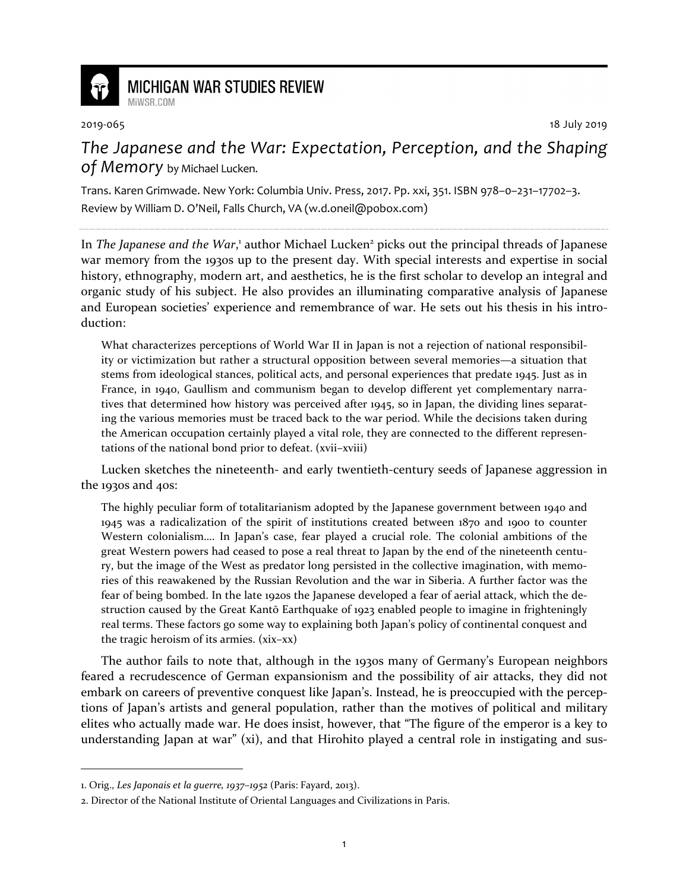# MICHIGAN WAR STUDIES REVIEW

MiWSR.COM

2019-065 18 July 2019

## *The Japanese and the War: Expectation, Perception, and the Shaping of Memory* by Michael Lucken.

Trans. Karen Grimwade. New York: Columbia Univ. Press, 2017. Pp. xxi, 351. ISBN 978–0–231–17702–3.
Review by William D. O'Neil, Falls Church, VA (w.d.oneil@pobox.com)

In *The Japanese and the War*,[1] author Michael Lucken[2] picks out the principal threads of Japanese war memory from the 1930s up to the present day. With special interests and expertise in social history, ethnography, modern art, and aesthetics, he is the first scholar to develop an integral and organic study of his subject. He also provides an illuminating comparative analysis of Japanese and European societies' experience and remembrance of war. He sets out his thesis in his introduction:

> What characterizes perceptions of World War II in Japan is not a rejection of national responsibility or victimization but rather a structural opposition between several memories—a situation that stems from ideological stances, political acts, and personal experiences that predate 1945. Just as in France, in 1940, Gaullism and communism began to develop different yet complementary narratives that determined how history was perceived after 1945, so in Japan, the dividing lines separating the various memories must be traced back to the war period. While the decisions taken during the American occupation certainly played a vital role, they are connected to the different representations of the national bond prior to defeat. (xvii–xviii)

Lucken sketches the nineteenth- and early twentieth-century seeds of Japanese aggression in the 1930s and 40s:

> The highly peculiar form of totalitarianism adopted by the Japanese government between 1940 and 1945 was a radicalization of the spirit of institutions created between 1870 and 1900 to counter Western colonialism.... In Japan's case, fear played a crucial role. The colonial ambitions of the great Western powers had ceased to pose a real threat to Japan by the end of the nineteenth century, but the image of the West as predator long persisted in the collective imagination, with memories of this reawakened by the Russian Revolution and the war in Siberia. A further factor was the fear of being bombed. In the late 1920s the Japanese developed a fear of aerial attack, which the destruction caused by the Great Kantō Earthquake of 1923 enabled people to imagine in frighteningly real terms. These factors go some way to explaining both Japan's policy of continental conquest and the tragic heroism of its armies. (xix–xx)

The author fails to note that, although in the 1930s many of Germany's European neighbors feared a recrudescence of German expansionism and the possibility of air attacks, they did not embark on careers of preventive conquest like Japan's. Instead, he is preoccupied with the perceptions of Japan's artists and general population, rather than the motives of political and military elites who actually made war. He does insist, however, that "The figure of the emperor is a key to understanding Japan at war" (xi), and that Hirohito played a central role in instigating and sus-

---

1. Orig., *Les Japonais et la guerre, 1937–1952* (Paris: Fayard, 2013).

2. Director of the National Institute of Oriental Languages and Civilizations in Paris.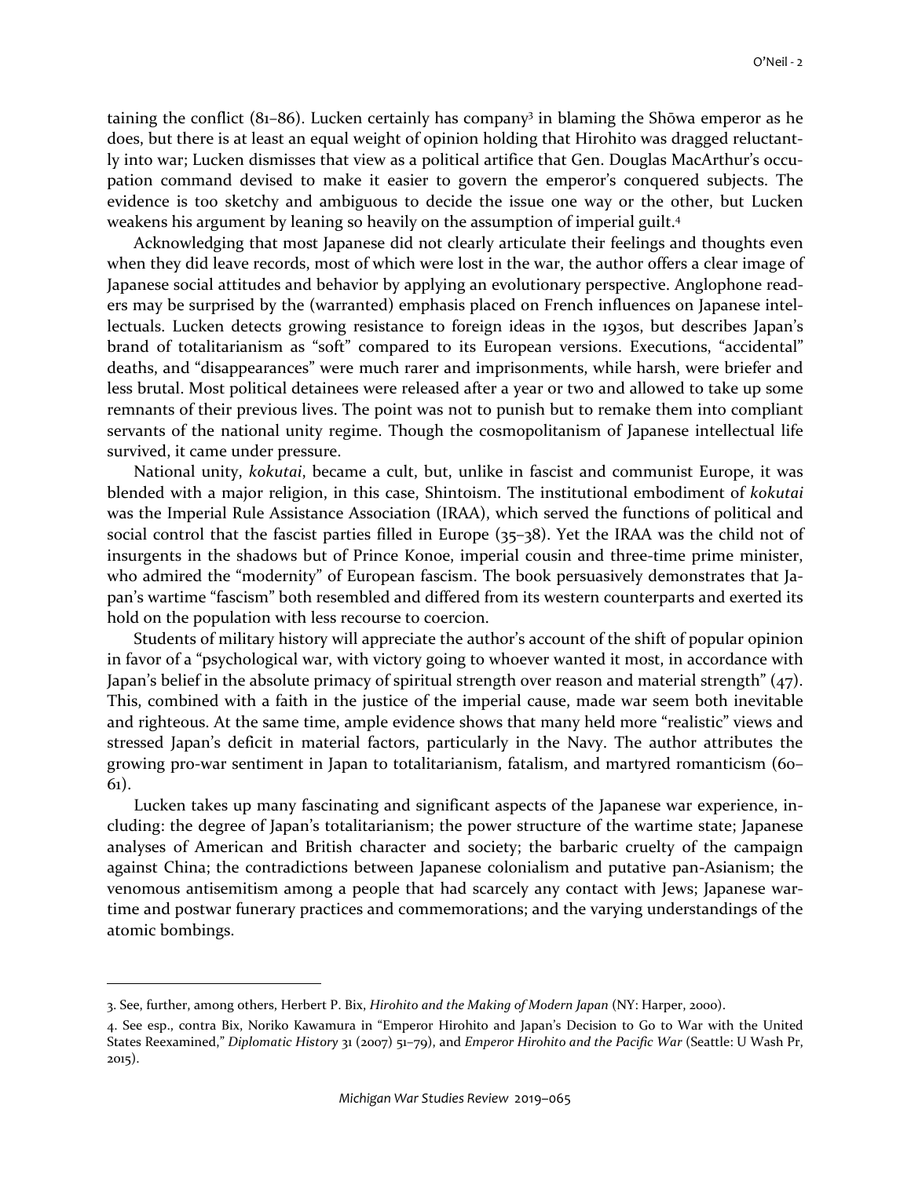taining the conflict (81–86). Lucken certainly has company[3] in blaming the Shōwa emperor as he does, but there is at least an equal weight of opinion holding that Hirohito was dragged reluctantly into war; Lucken dismisses that view as a political artifice that Gen. Douglas MacArthur's occupation command devised to make it easier to govern the emperor's conquered subjects. The evidence is too sketchy and ambiguous to decide the issue one way or the other, but Lucken weakens his argument by leaning so heavily on the assumption of imperial guilt.[4]

Acknowledging that most Japanese did not clearly articulate their feelings and thoughts even when they did leave records, most of which were lost in the war, the author offers a clear image of Japanese social attitudes and behavior by applying an evolutionary perspective. Anglophone readers may be surprised by the (warranted) emphasis placed on French influences on Japanese intellectuals. Lucken detects growing resistance to foreign ideas in the 1930s, but describes Japan's brand of totalitarianism as "soft" compared to its European versions. Executions, "accidental" deaths, and "disappearances" were much rarer and imprisonments, while harsh, were briefer and less brutal. Most political detainees were released after a year or two and allowed to take up some remnants of their previous lives. The point was not to punish but to remake them into compliant servants of the national unity regime. Though the cosmopolitanism of Japanese intellectual life survived, it came under pressure.

National unity, *kokutai*, became a cult, but, unlike in fascist and communist Europe, it was blended with a major religion, in this case, Shintoism. The institutional embodiment of *kokutai* was the Imperial Rule Assistance Association (IRAA), which served the functions of political and social control that the fascist parties filled in Europe (35–38). Yet the IRAA was the child not of insurgents in the shadows but of Prince Konoe, imperial cousin and three-time prime minister, who admired the "modernity" of European fascism. The book persuasively demonstrates that Japan's wartime "fascism" both resembled and differed from its western counterparts and exerted its hold on the population with less recourse to coercion.

Students of military history will appreciate the author's account of the shift of popular opinion in favor of a "psychological war, with victory going to whoever wanted it most, in accordance with Japan's belief in the absolute primacy of spiritual strength over reason and material strength" (47). This, combined with a faith in the justice of the imperial cause, made war seem both inevitable and righteous. At the same time, ample evidence shows that many held more "realistic" views and stressed Japan's deficit in material factors, particularly in the Navy. The author attributes the growing pro-war sentiment in Japan to totalitarianism, fatalism, and martyred romanticism (60–61).

Lucken takes up many fascinating and significant aspects of the Japanese war experience, including: the degree of Japan's totalitarianism; the power structure of the wartime state; Japanese analyses of American and British character and society; the barbaric cruelty of the campaign against China; the contradictions between Japanese colonialism and putative pan-Asianism; the venomous antisemitism among a people that had scarcely any contact with Jews; Japanese wartime and postwar funerary practices and commemorations; and the varying understandings of the atomic bombings.

---

3. See, further, among others, Herbert P. Bix, *Hirohito and the Making of Modern Japan* (NY: Harper, 2000).

4. See esp., contra Bix, Noriko Kawamura in "Emperor Hirohito and Japan's Decision to Go to War with the United States Reexamined," *Diplomatic History* 31 (2007) 51–79), and *Emperor Hirohito and the Pacific War* (Seattle: U Wash Pr, 2015).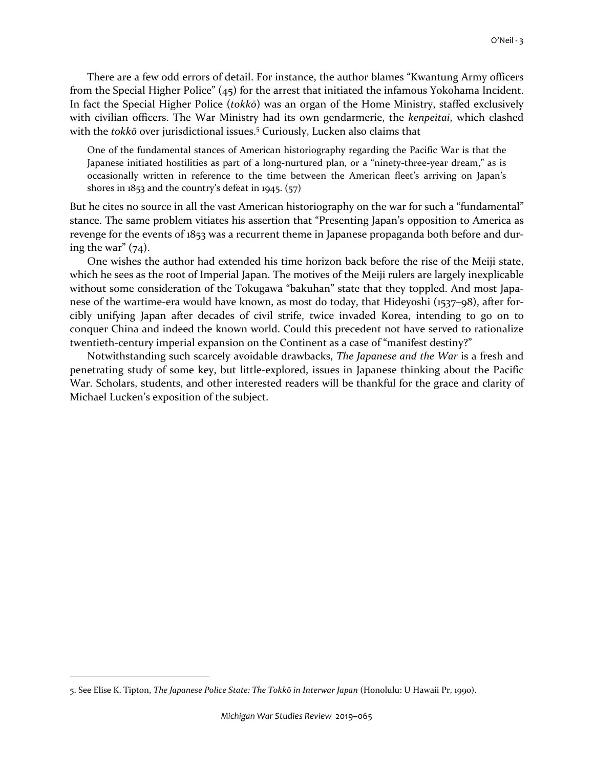There are a few odd errors of detail. For instance, the author blames "Kwantung Army officers from the Special Higher Police" (45) for the arrest that initiated the infamous Yokohama Incident. In fact the Special Higher Police (*tokkō*) was an organ of the Home Ministry, staffed exclusively with civilian officers. The War Ministry had its own gendarmerie, the *kenpeitai*, which clashed with the *tokkō* over jurisdictional issues.[5] Curiously, Lucken also claims that

> One of the fundamental stances of American historiography regarding the Pacific War is that the Japanese initiated hostilities as part of a long-nurtured plan, or a "ninety-three-year dream," as is occasionally written in reference to the time between the American fleet's arriving on Japan's shores in 1853 and the country's defeat in 1945. (57)

But he cites no source in all the vast American historiography on the war for such a "fundamental" stance. The same problem vitiates his assertion that "Presenting Japan's opposition to America as revenge for the events of 1853 was a recurrent theme in Japanese propaganda both before and during the war" (74).

One wishes the author had extended his time horizon back before the rise of the Meiji state, which he sees as the root of Imperial Japan. The motives of the Meiji rulers are largely inexplicable without some consideration of the Tokugawa "bakuhan" state that they toppled. And most Japanese of the wartime-era would have known, as most do today, that Hideyoshi (1537–98), after forcibly unifying Japan after decades of civil strife, twice invaded Korea, intending to go on to conquer China and indeed the known world. Could this precedent not have served to rationalize twentieth-century imperial expansion on the Continent as a case of "manifest destiny?"

Notwithstanding such scarcely avoidable drawbacks, *The Japanese and the War* is a fresh and penetrating study of some key, but little-explored, issues in Japanese thinking about the Pacific War. Scholars, students, and other interested readers will be thankful for the grace and clarity of Michael Lucken's exposition of the subject.

---

5. See Elise K. Tipton, *The Japanese Police State: The Tokkō in Interwar Japan* (Honolulu: U Hawaii Pr, 1990).